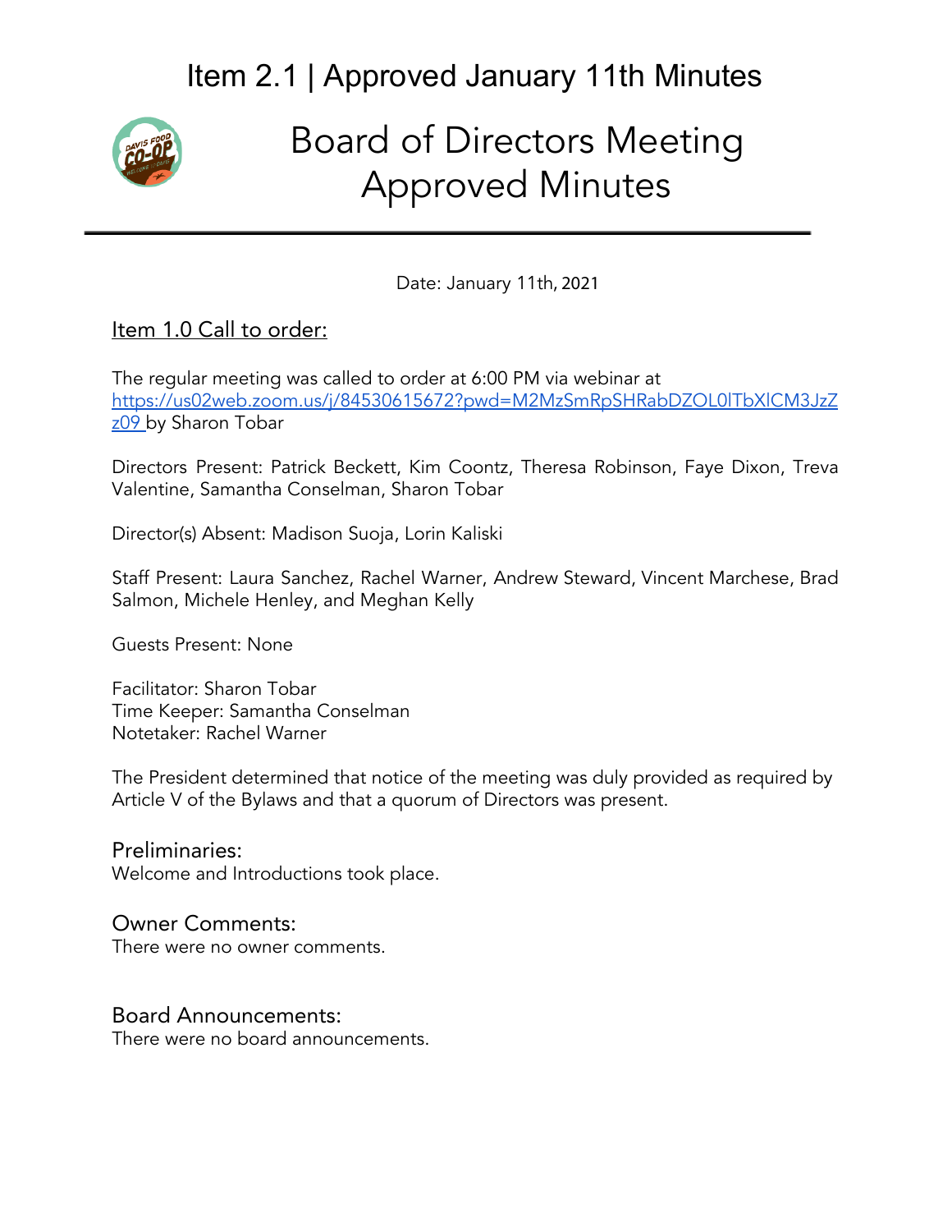# Item 2.1 | Approved January 11th Minutes

# Board of Directors Meeting Approved Minutes

Date: January 11th, 2021

## Item 1.0 Call to order:

The regular meeting was called to order at 6:00 PM via webinar at https://us02web.zoom.us/j/84530615672?pwd=M2MzSmRpSHRabDZOL0lTbXlCM3JzZz09 by Sharon Tobar

Directors Present: Patrick Beckett, Kim Coontz, Theresa Robinson, Faye Dixon, Treva Valentine, Samantha Conselman, Sharon Tobar

Director(s) Absent: Madison Suoja, Lorin Kaliski

Staff Present: Laura Sanchez, Rachel Warner, Andrew Steward, Vincent Marchese, Brad Salmon, Michele Henley, and Meghan Kelly

Guests Present: None

Facilitator: Sharon Tobar
Time Keeper: Samantha Conselman
Notetaker: Rachel Warner

The President determined that notice of the meeting was duly provided as required by Article V of the Bylaws and that a quorum of Directors was present.

### Preliminaries:

Welcome and Introductions took place.

### Owner Comments:

There were no owner comments.

### Board Announcements:

There were no board announcements.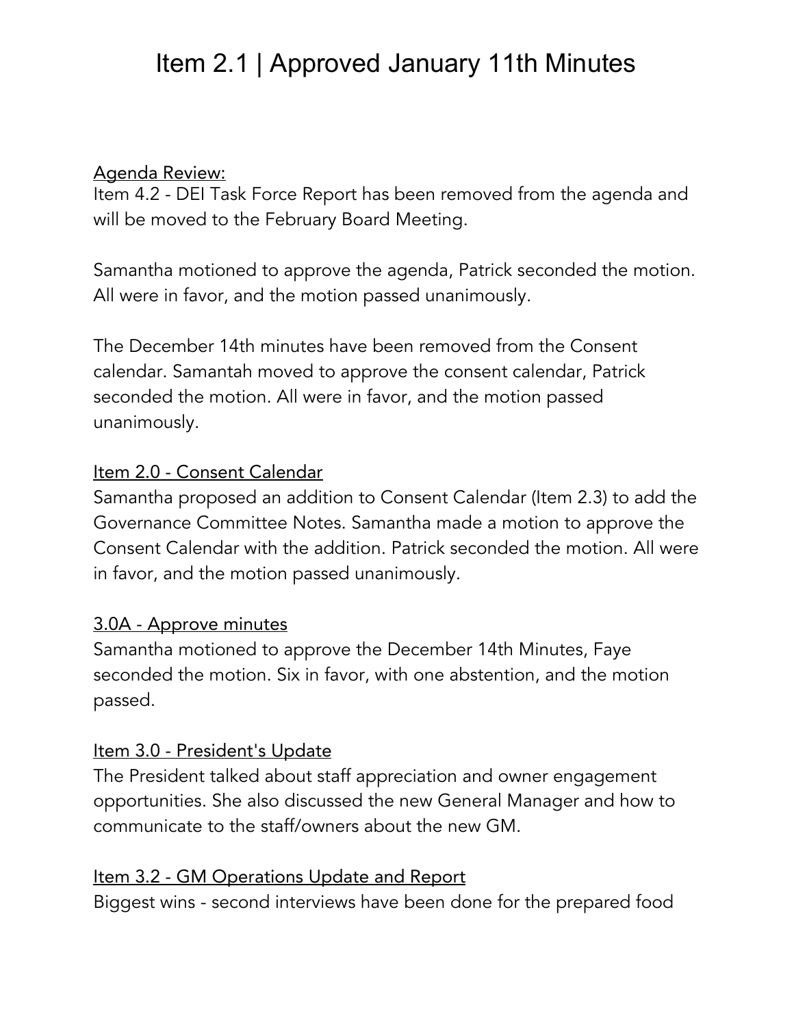# Item 2.1 | Approved January 11th Minutes

<u>Agenda Review:</u>
Item 4.2 - DEI Task Force Report has been removed from the agenda and will be moved to the February Board Meeting.

Samantha motioned to approve the agenda, Patrick seconded the motion. All were in favor, and the motion passed unanimously.

The December 14th minutes have been removed from the Consent calendar. Samantah moved to approve the consent calendar, Patrick seconded the motion. All were in favor, and the motion passed unanimously.

<u>Item 2.0 - Consent Calendar</u>
Samantha proposed an addition to Consent Calendar (Item 2.3) to add the Governance Committee Notes. Samantha made a motion to approve the Consent Calendar with the addition. Patrick seconded the motion. All were in favor, and the motion passed unanimously.

<u>3.0A - Approve minutes</u>
Samantha motioned to approve the December 14th Minutes, Faye seconded the motion. Six in favor, with one abstention, and the motion passed.

<u>Item 3.0 - President's Update</u>
The President talked about staff appreciation and owner engagement opportunities. She also discussed the new General Manager and how to communicate to the staff/owners about the new GM.

<u>Item 3.2 - GM Operations Update and Report</u>
Biggest wins - second interviews have been done for the prepared food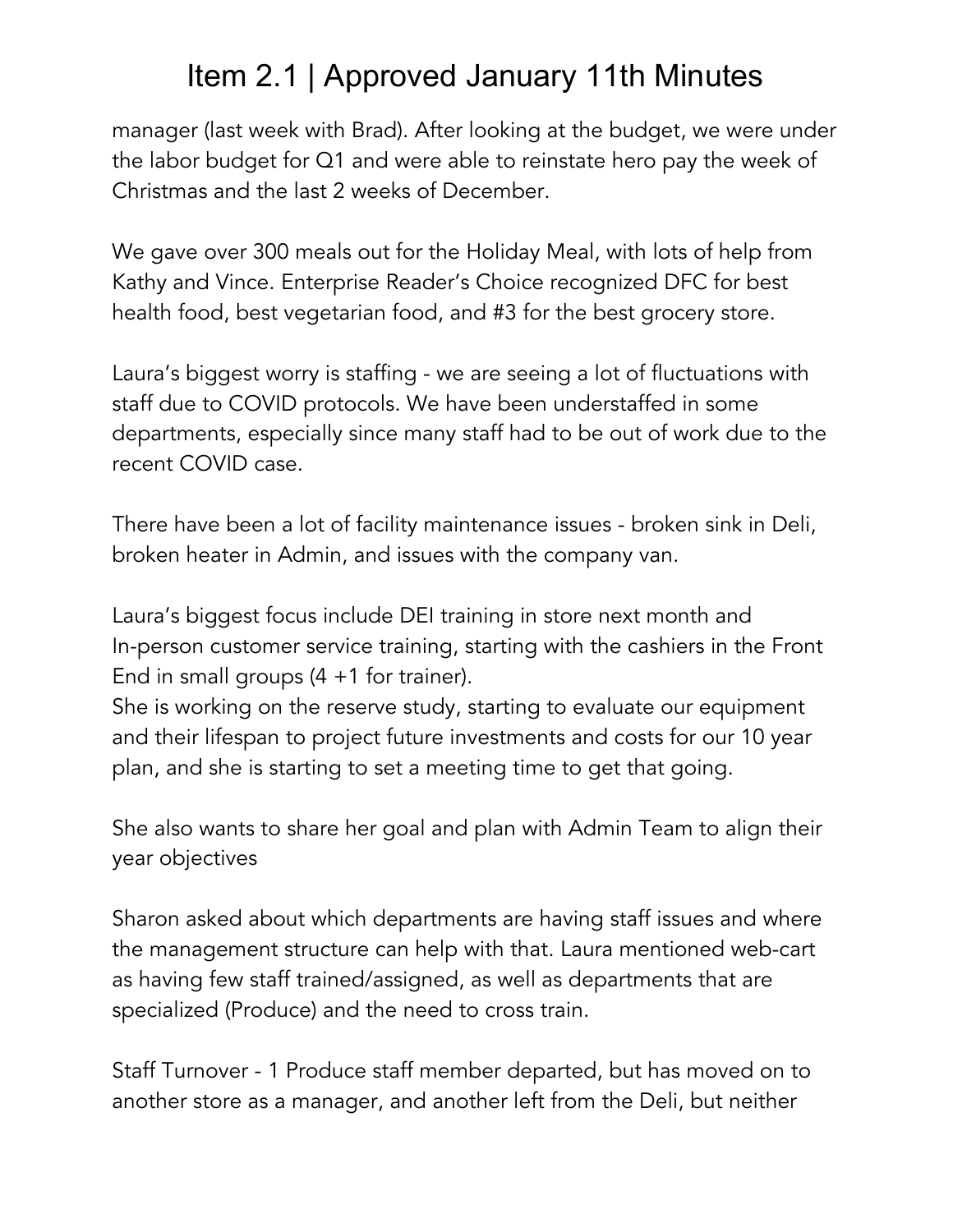manager (last week with Brad). After looking at the budget, we were under the labor budget for Q1 and were able to reinstate hero pay the week of Christmas and the last 2 weeks of December.

We gave over 300 meals out for the Holiday Meal, with lots of help from Kathy and Vince. Enterprise Reader's Choice recognized DFC for best health food, best vegetarian food, and #3 for the best grocery store.

Laura's biggest worry is staffing - we are seeing a lot of fluctuations with staff due to COVID protocols. We have been understaffed in some departments, especially since many staff had to be out of work due to the recent COVID case.

There have been a lot of facility maintenance issues - broken sink in Deli, broken heater in Admin, and issues with the company van.

Laura's biggest focus include DEI training in store next month and In-person customer service training, starting with the cashiers in the Front End in small groups (4 +1 for trainer).
She is working on the reserve study, starting to evaluate our equipment and their lifespan to project future investments and costs for our 10 year plan, and she is starting to set a meeting time to get that going.

She also wants to share her goal and plan with Admin Team to align their year objectives

Sharon asked about which departments are having staff issues and where the management structure can help with that. Laura mentioned web-cart as having few staff trained/assigned, as well as departments that are specialized (Produce) and the need to cross train.

Staff Turnover - 1 Produce staff member departed, but has moved on to another store as a manager, and another left from the Deli, but neither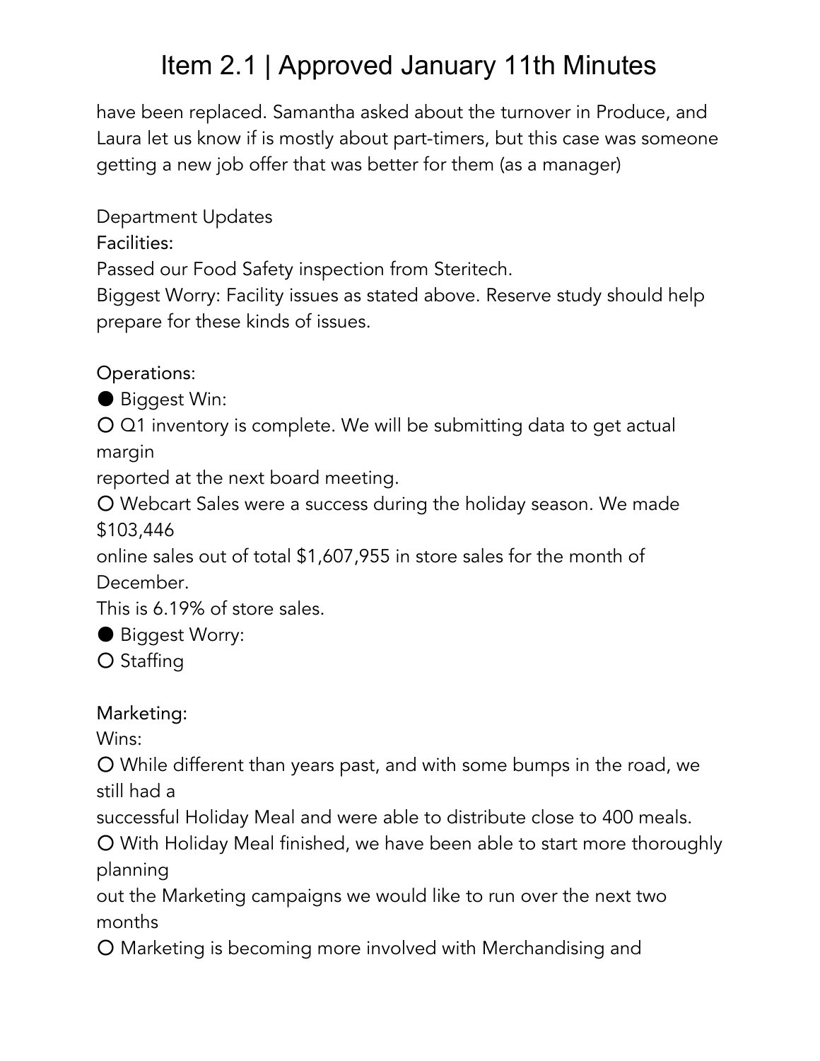have been replaced. Samantha asked about the turnover in Produce, and Laura let us know if is mostly about part-timers, but this case was someone getting a new job offer that was better for them (as a manager)

Department Updates

Facilities:

Passed our Food Safety inspection from Steritech.

Biggest Worry: Facility issues as stated above. Reserve study should help prepare for these kinds of issues.

Operations:

- Biggest Win:
  - Q1 inventory is complete. We will be submitting data to get actual margin reported at the next board meeting.
  - Webcart Sales were a success during the holiday season. We made $103,446 online sales out of total $1,607,955 in store sales for the month of December. This is 6.19% of store sales.
- Biggest Worry:
  - Staffing

Marketing:

Wins:

- While different than years past, and with some bumps in the road, we still had a successful Holiday Meal and were able to distribute close to 400 meals.
- With Holiday Meal finished, we have been able to start more thoroughly planning out the Marketing campaigns we would like to run over the next two months
- Marketing is becoming more involved with Merchandising and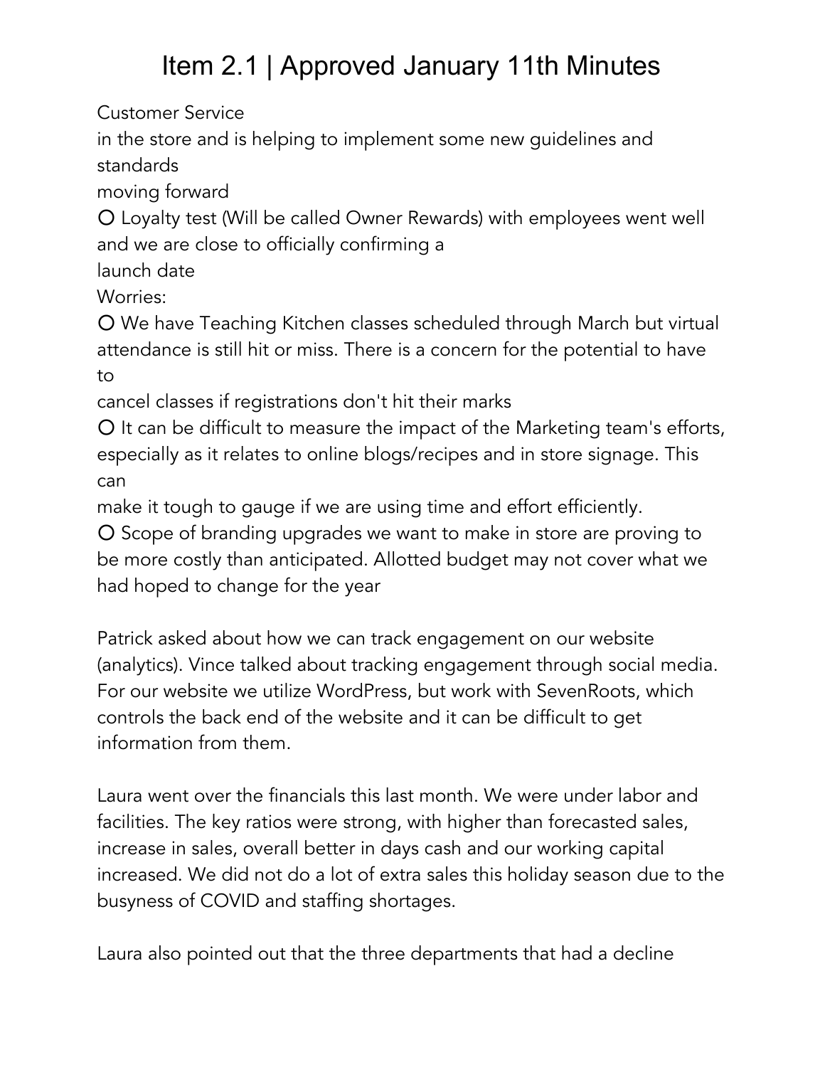# Item 2.1 | Approved January 11th Minutes

Customer Service
in the store and is helping to implement some new guidelines and standards
moving forward

- Loyalty test (Will be called Owner Rewards) with employees went well and we are close to officially confirming a launch date

Worries:

- We have Teaching Kitchen classes scheduled through March but virtual attendance is still hit or miss. There is a concern for the potential to have to cancel classes if registrations don't hit their marks
- It can be difficult to measure the impact of the Marketing team's efforts, especially as it relates to online blogs/recipes and in store signage. This can make it tough to gauge if we are using time and effort efficiently.
- Scope of branding upgrades we want to make in store are proving to be more costly than anticipated. Allotted budget may not cover what we had hoped to change for the year

Patrick asked about how we can track engagement on our website (analytics). Vince talked about tracking engagement through social media. For our website we utilize WordPress, but work with SevenRoots, which controls the back end of the website and it can be difficult to get information from them.

Laura went over the financials this last month. We were under labor and facilities. The key ratios were strong, with higher than forecasted sales, increase in sales, overall better in days cash and our working capital increased. We did not do a lot of extra sales this holiday season due to the busyness of COVID and staffing shortages.

Laura also pointed out that the three departments that had a decline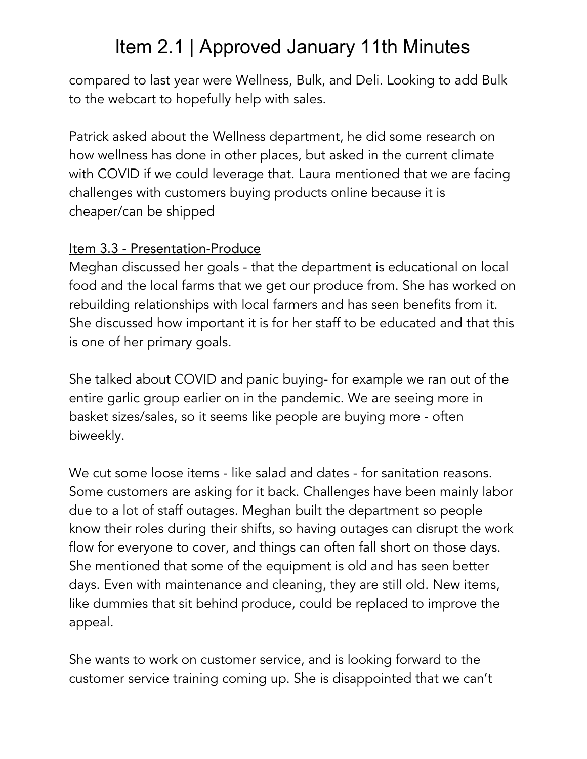compared to last year were Wellness, Bulk, and Deli. Looking to add Bulk to the webcart to hopefully help with sales.

Patrick asked about the Wellness department, he did some research on how wellness has done in other places, but asked in the current climate with COVID if we could leverage that. Laura mentioned that we are facing challenges with customers buying products online because it is cheaper/can be shipped

Item 3.3 - Presentation-Produce

Meghan discussed her goals - that the department is educational on local food and the local farms that we get our produce from. She has worked on rebuilding relationships with local farmers and has seen benefits from it. She discussed how important it is for her staff to be educated and that this is one of her primary goals.

She talked about COVID and panic buying- for example we ran out of the entire garlic group earlier on in the pandemic. We are seeing more in basket sizes/sales, so it seems like people are buying more - often biweekly.

We cut some loose items - like salad and dates - for sanitation reasons. Some customers are asking for it back. Challenges have been mainly labor due to a lot of staff outages. Meghan built the department so people know their roles during their shifts, so having outages can disrupt the work flow for everyone to cover, and things can often fall short on those days. She mentioned that some of the equipment is old and has seen better days. Even with maintenance and cleaning, they are still old. New items, like dummies that sit behind produce, could be replaced to improve the appeal.

She wants to work on customer service, and is looking forward to the customer service training coming up. She is disappointed that we can't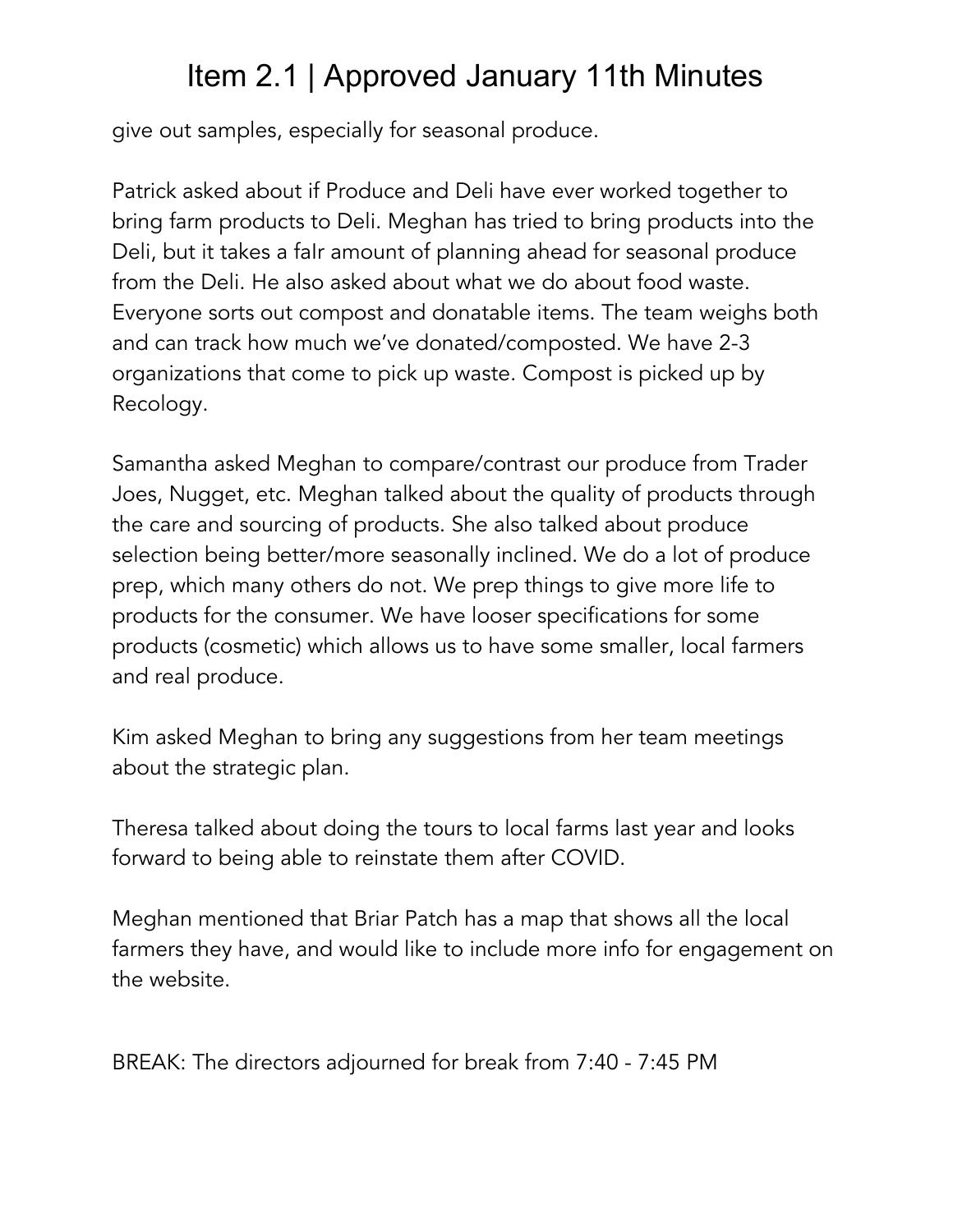give out samples, especially for seasonal produce.

Patrick asked about if Produce and Deli have ever worked together to bring farm products to Deli. Meghan has tried to bring products into the Deli, but it takes a faIr amount of planning ahead for seasonal produce from the Deli. He also asked about what we do about food waste. Everyone sorts out compost and donatable items. The team weighs both and can track how much we've donated/composted. We have 2-3 organizations that come to pick up waste. Compost is picked up by Recology.

Samantha asked Meghan to compare/contrast our produce from Trader Joes, Nugget, etc. Meghan talked about the quality of products through the care and sourcing of products. She also talked about produce selection being better/more seasonally inclined. We do a lot of produce prep, which many others do not. We prep things to give more life to products for the consumer. We have looser specifications for some products (cosmetic) which allows us to have some smaller, local farmers and real produce.

Kim asked Meghan to bring any suggestions from her team meetings about the strategic plan.

Theresa talked about doing the tours to local farms last year and looks forward to being able to reinstate them after COVID.

Meghan mentioned that Briar Patch has a map that shows all the local farmers they have, and would like to include more info for engagement on the website.

BREAK: The directors adjourned for break from 7:40 - 7:45 PM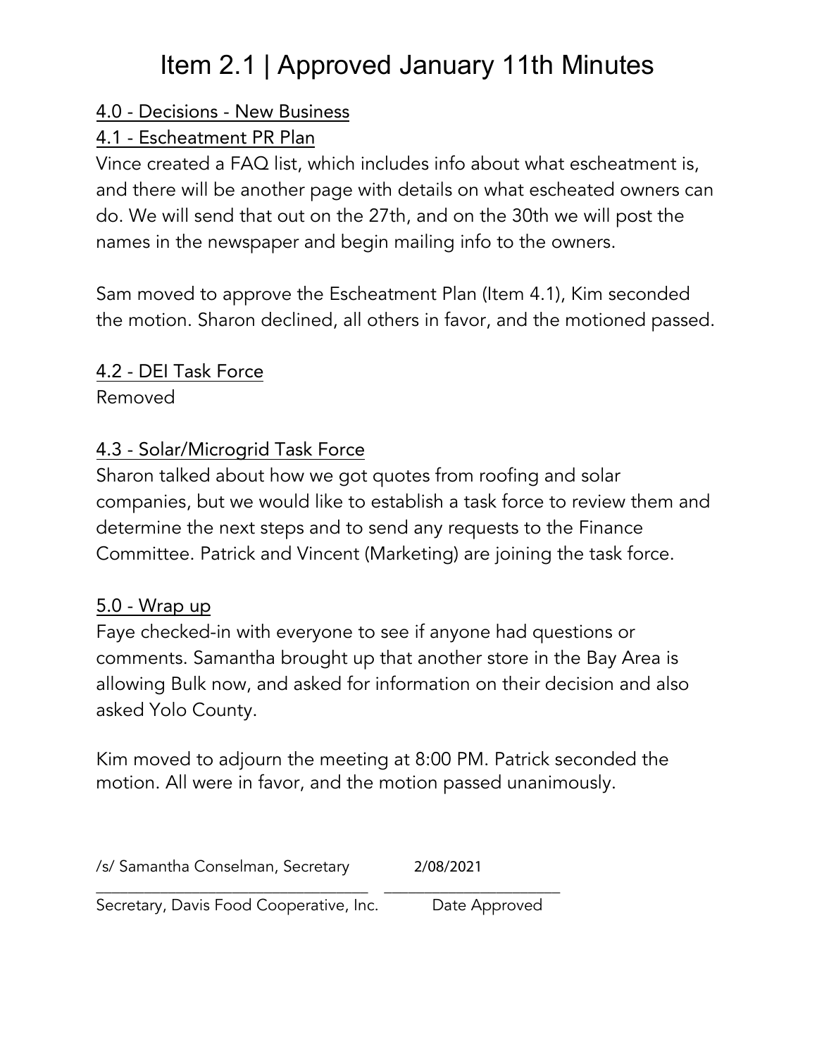# Item 2.1 | Approved January 11th Minutes

4.0 - Decisions - New Business

4.1 - Escheatment PR Plan

Vince created a FAQ list, which includes info about what escheatment is, and there will be another page with details on what escheated owners can do. We will send that out on the 27th, and on the 30th we will post the names in the newspaper and begin mailing info to the owners.

Sam moved to approve the Escheatment Plan (Item 4.1), Kim seconded the motion. Sharon declined, all others in favor, and the motioned passed.

4.2 - DEI Task Force

Removed

4.3 - Solar/Microgrid Task Force

Sharon talked about how we got quotes from roofing and solar companies, but we would like to establish a task force to review them and determine the next steps and to send any requests to the Finance Committee. Patrick and Vincent (Marketing) are joining the task force.

5.0 - Wrap up

Faye checked-in with everyone to see if anyone had questions or comments. Samantha brought up that another store in the Bay Area is allowing Bulk now, and asked for information on their decision and also asked Yolo County.

Kim moved to adjourn the meeting at 8:00 PM. Patrick seconded the motion. All were in favor, and the motion passed unanimously.

/s/ Samantha Conselman, Secretary 2/08/2021

Secretary, Davis Food Cooperative, Inc. Date Approved